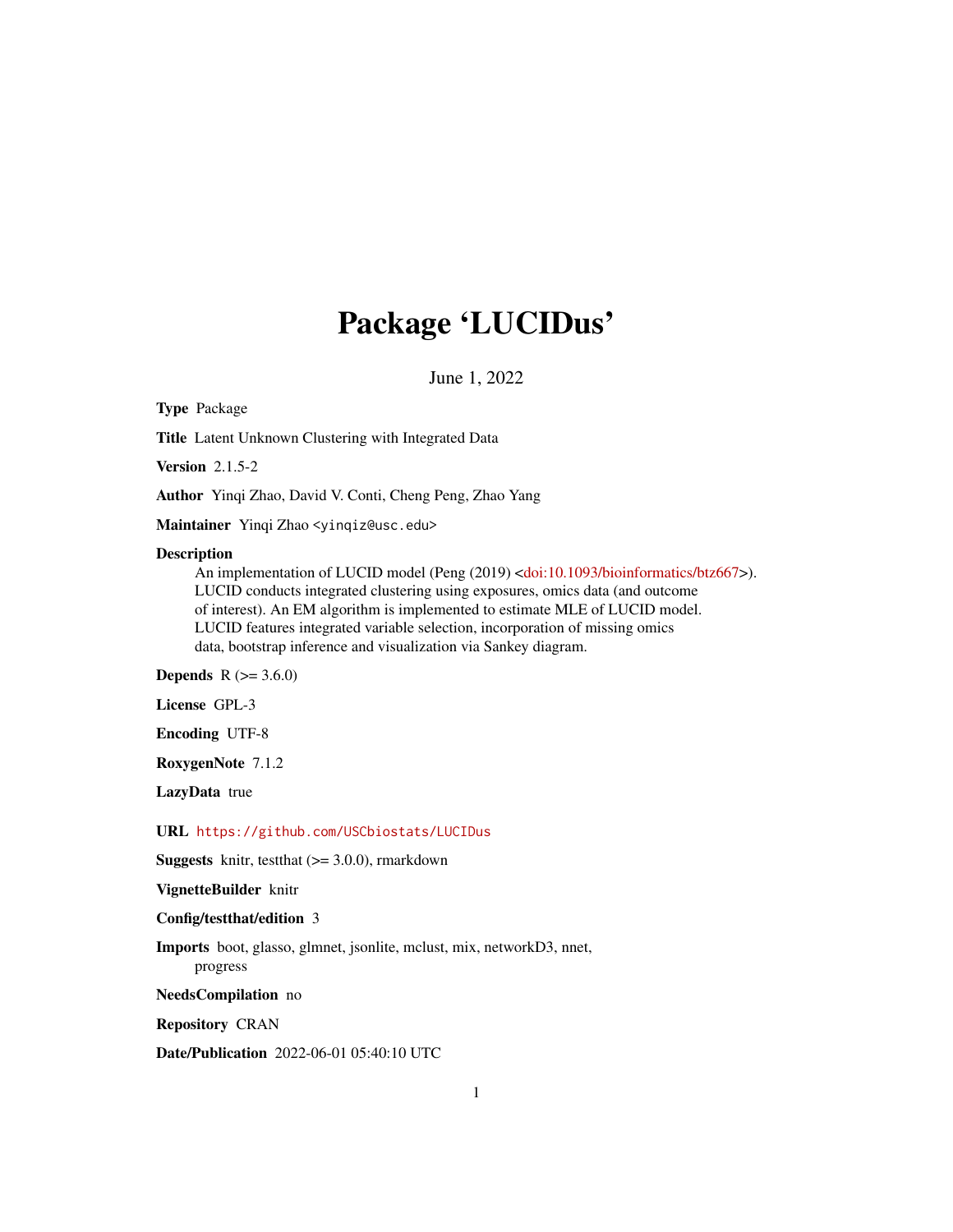# Package 'LUCIDus'

June 1, 2022

**Type** Package

**Title** Latent Unknown Clustering with Integrated Data

**Version** 2.1.5-2

**Author** Yinqi Zhao, David V. Conti, Cheng Peng, Zhao Yang

**Maintainer** Yinqi Zhao <yinqiz@usc.edu>

**Description** An implementation of LUCID model (Peng (2019) <doi:10.1093/bioinformatics/btz667>). LUCID conducts integrated clustering using exposures, omics data (and outcome of interest). An EM algorithm is implemented to estimate MLE of LUCID model. LUCID features integrated variable selection, incorporation of missing omics data, bootstrap inference and visualization via Sankey diagram.

**Depends** R (>= 3.6.0)

**License** GPL-3

**Encoding** UTF-8

**RoxygenNote** 7.1.2

**LazyData** true

**URL** https://github.com/USCbiostats/LUCIDus

**Suggests** knitr, testthat (>= 3.0.0), rmarkdown

**VignetteBuilder** knitr

**Config/testthat/edition** 3

**Imports** boot, glasso, glmnet, jsonlite, mclust, mix, networkD3, nnet, progress

**NeedsCompilation** no

**Repository** CRAN

**Date/Publication** 2022-06-01 05:40:10 UTC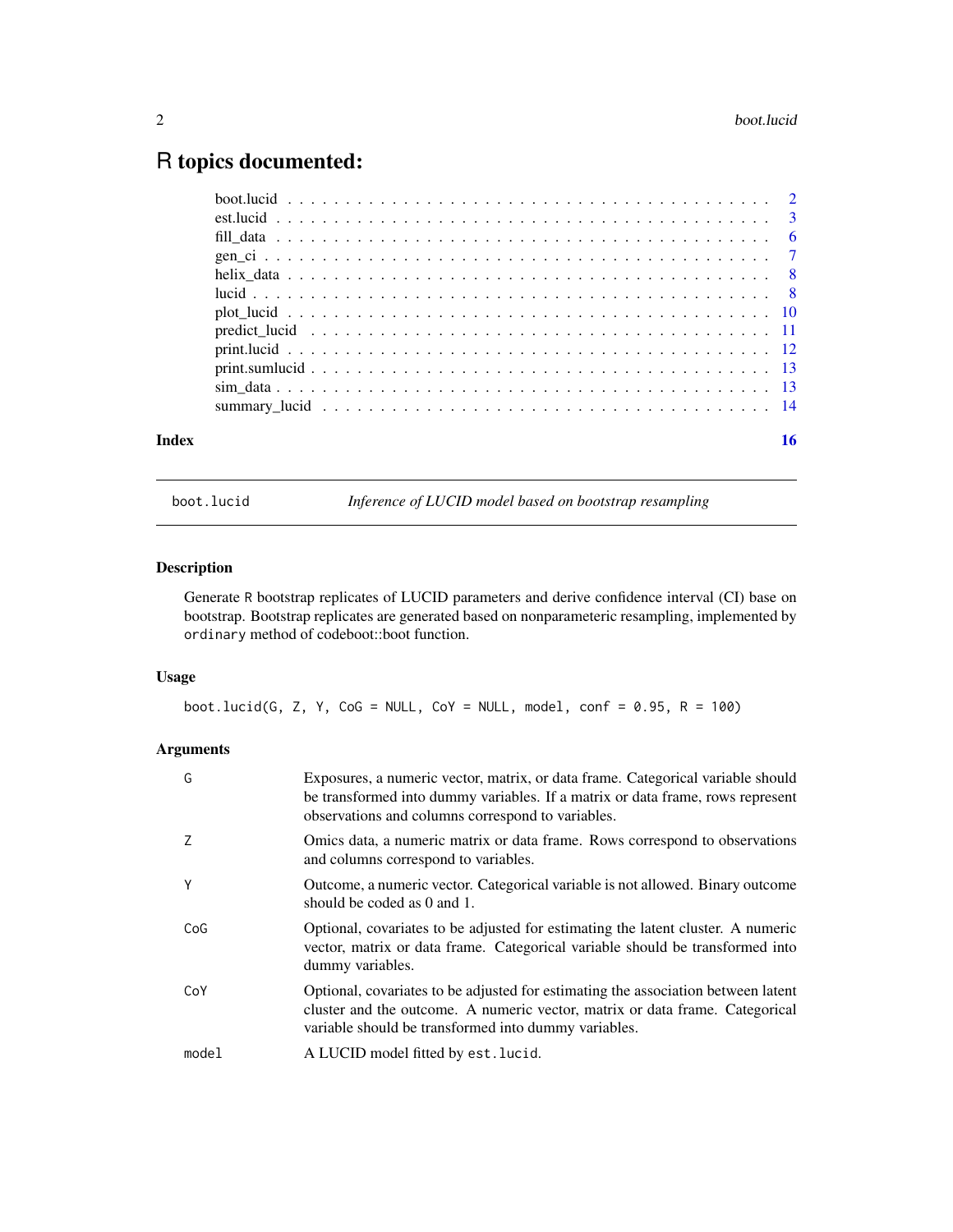# R topics documented:

- boot.lucid . . . . . . . . . . . . . . . . . . . . . . . . . . . . . . . . . . . . . . . . 2
- est.lucid . . . . . . . . . . . . . . . . . . . . . . . . . . . . . . . . . . . . . . . . 3
- fill_data . . . . . . . . . . . . . . . . . . . . . . . . . . . . . . . . . . . . . . . . 6
- gen_ci . . . . . . . . . . . . . . . . . . . . . . . . . . . . . . . . . . . . . . . . 7
- helix_data . . . . . . . . . . . . . . . . . . . . . . . . . . . . . . . . . . . . . . . . 8
- lucid . . . . . . . . . . . . . . . . . . . . . . . . . . . . . . . . . . . . . . . . 8
- plot_lucid . . . . . . . . . . . . . . . . . . . . . . . . . . . . . . . . . . . . . . . . 10
- predict_lucid . . . . . . . . . . . . . . . . . . . . . . . . . . . . . . . . . . . . . . . . 11
- print.lucid . . . . . . . . . . . . . . . . . . . . . . . . . . . . . . . . . . . . . . . . 12
- print.sumlucid . . . . . . . . . . . . . . . . . . . . . . . . . . . . . . . . . . . . . . . . 13
- sim_data . . . . . . . . . . . . . . . . . . . . . . . . . . . . . . . . . . . . . . . . 13
- summary_lucid . . . . . . . . . . . . . . . . . . . . . . . . . . . . . . . . . . . . . . . . 14

**Index** **16**

---

`boot.lucid` *Inference of LUCID model based on bootstrap resampling*

---

### Description

Generate R bootstrap replicates of LUCID parameters and derive confidence interval (CI) base on bootstrap. Bootstrap replicates are generated based on nonparameteric resampling, implemented by `ordinary` method of codeboot::boot function.

### Usage

```
boot.lucid(G, Z, Y, CoG = NULL, CoY = NULL, model, conf = 0.95, R = 100)
```

### Arguments

| | |
|---|---|
| `G` | Exposures, a numeric vector, matrix, or data frame. Categorical variable should be transformed into dummy variables. If a matrix or data frame, rows represent observations and columns correspond to variables. |
| `Z` | Omics data, a numeric matrix or data frame. Rows correspond to observations and columns correspond to variables. |
| `Y` | Outcome, a numeric vector. Categorical variable is not allowed. Binary outcome should be coded as 0 and 1. |
| `CoG` | Optional, covariates to be adjusted for estimating the latent cluster. A numeric vector, matrix or data frame. Categorical variable should be transformed into dummy variables. |
| `CoY` | Optional, covariates to be adjusted for estimating the association between latent cluster and the outcome. A numeric vector, matrix or data frame. Categorical variable should be transformed into dummy variables. |
| `model` | A LUCID model fitted by `est.lucid`. |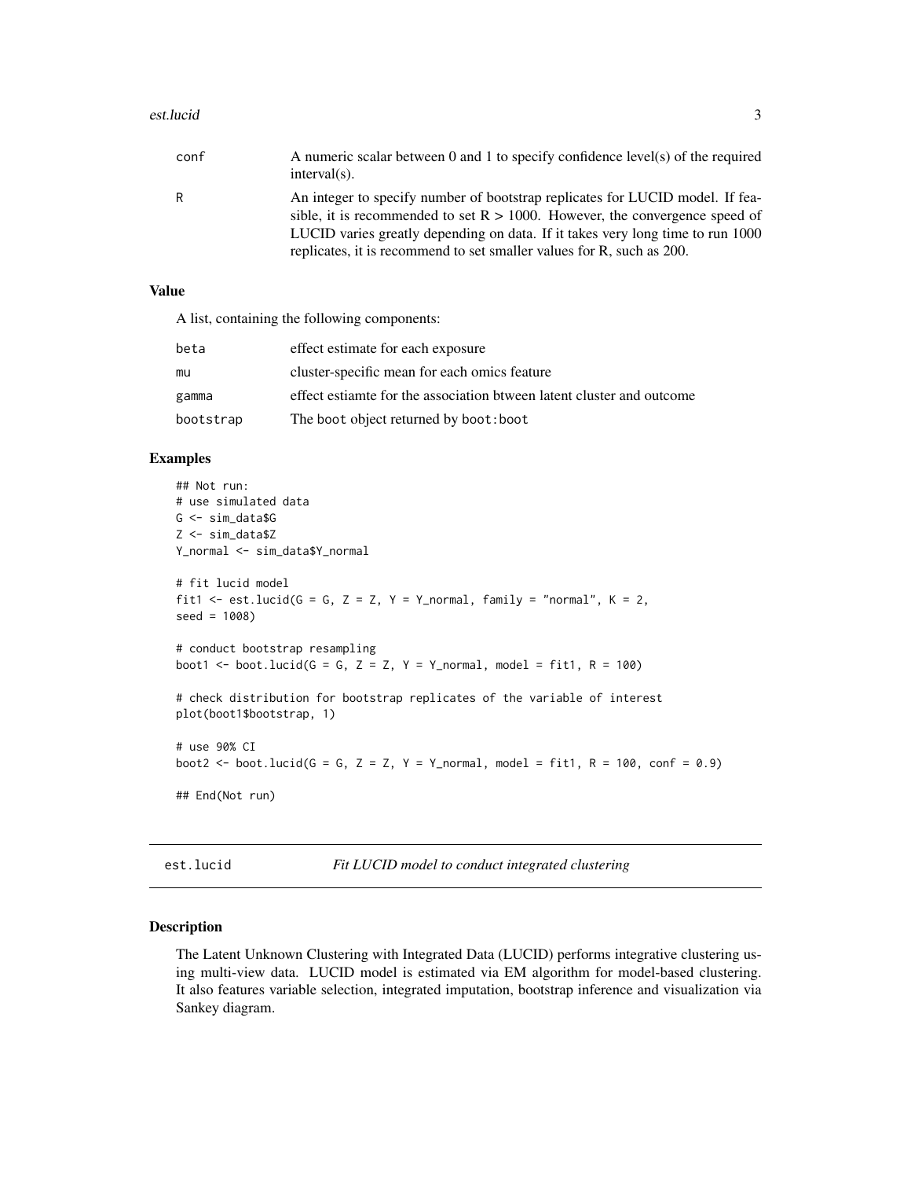| | |
|---|---|
| conf | A numeric scalar between 0 and 1 to specify confidence level(s) of the required interval(s). |
| R | An integer to specify number of bootstrap replicates for LUCID model. If feasible, it is recommended to set R > 1000. However, the convergence speed of LUCID varies greatly depending on data. If it takes very long time to run 1000 replicates, it is recommend to set smaller values for R, such as 200. |

### Value

A list, containing the following components:

| | |
|---|---|
| beta | effect estimate for each exposure |
| mu | cluster-specific mean for each omics feature |
| gamma | effect estiamte for the association btween latent cluster and outcome |
| bootstrap | The boot object returned by boot:boot |

### Examples

```
## Not run:
# use simulated data
G <- sim_data$G
Z <- sim_data$Z
Y_normal <- sim_data$Y_normal

# fit lucid model
fit1 <- est.lucid(G = G, Z = Z, Y = Y_normal, family = "normal", K = 2,
seed = 1008)

# conduct bootstrap resampling
boot1 <- boot.lucid(G = G, Z = Z, Y = Y_normal, model = fit1, R = 100)

# check distribution for bootstrap replicates of the variable of interest
plot(boot1$bootstrap, 1)

# use 90% CI
boot2 <- boot.lucid(G = G, Z = Z, Y = Y_normal, model = fit1, R = 100, conf = 0.9)

## End(Not run)
```

---

## est.lucid *Fit LUCID model to conduct integrated clustering*

---

### Description

The Latent Unknown Clustering with Integrated Data (LUCID) performs integrative clustering using multi-view data. LUCID model is estimated via EM algorithm for model-based clustering. It also features variable selection, integrated imputation, bootstrap inference and visualization via Sankey diagram.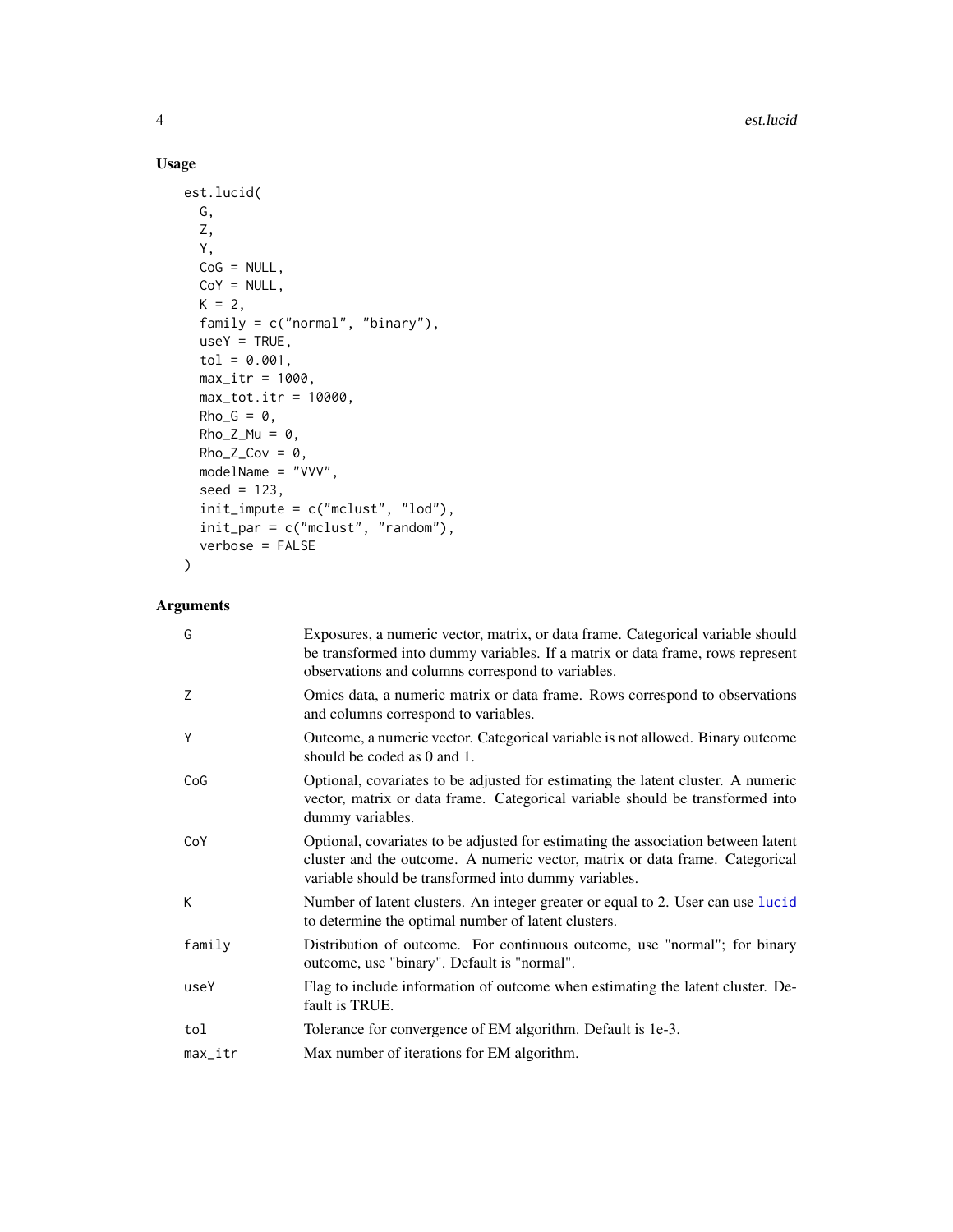## Usage

```
est.lucid(
  G,
  Z,
  Y,
  CoG = NULL,
  CoY = NULL,
  K = 2,
  family = c("normal", "binary"),
  useY = TRUE,
  tol = 0.001,
  max_itr = 1000,
  max_tot.itr = 10000,
  Rho_G = 0,
  Rho_Z_Mu = 0,
  Rho_Z_Cov = 0,
  modelName = "VVV",
  seed = 123,
  init_impute = c("mclust", "lod"),
  init_par = c("mclust", "random"),
  verbose = FALSE
)
```

## Arguments

| | |
|---|---|
| G | Exposures, a numeric vector, matrix, or data frame. Categorical variable should be transformed into dummy variables. If a matrix or data frame, rows represent observations and columns correspond to variables. |
| Z | Omics data, a numeric matrix or data frame. Rows correspond to observations and columns correspond to variables. |
| Y | Outcome, a numeric vector. Categorical variable is not allowed. Binary outcome should be coded as 0 and 1. |
| CoG | Optional, covariates to be adjusted for estimating the latent cluster. A numeric vector, matrix or data frame. Categorical variable should be transformed into dummy variables. |
| CoY | Optional, covariates to be adjusted for estimating the association between latent cluster and the outcome. A numeric vector, matrix or data frame. Categorical variable should be transformed into dummy variables. |
| K | Number of latent clusters. An integer greater or equal to 2. User can use lucid to determine the optimal number of latent clusters. |
| family | Distribution of outcome. For continuous outcome, use "normal"; for binary outcome, use "binary". Default is "normal". |
| useY | Flag to include information of outcome when estimating the latent cluster. Default is TRUE. |
| tol | Tolerance for convergence of EM algorithm. Default is 1e-3. |
| max_itr | Max number of iterations for EM algorithm. |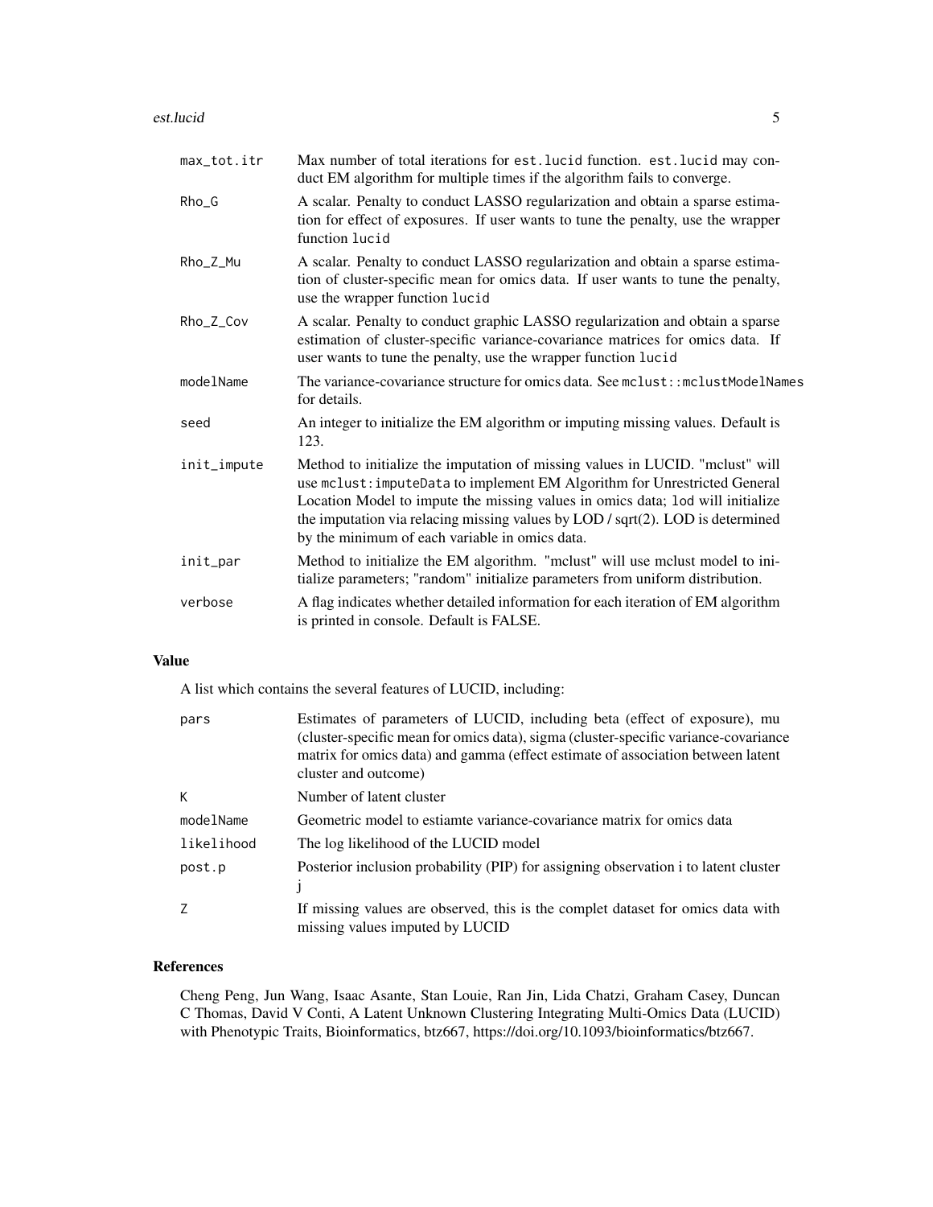| | |
|---|---|
| max_tot.itr | Max number of total iterations for `est.lucid` function. `est.lucid` may conduct EM algorithm for multiple times if the algorithm fails to converge. |
| Rho_G | A scalar. Penalty to conduct LASSO regularization and obtain a sparse estimation for effect of exposures. If user wants to tune the penalty, use the wrapper function `lucid` |
| Rho_Z_Mu | A scalar. Penalty to conduct LASSO regularization and obtain a sparse estimation of cluster-specific mean for omics data. If user wants to tune the penalty, use the wrapper function `lucid` |
| Rho_Z_Cov | A scalar. Penalty to conduct graphic LASSO regularization and obtain a sparse estimation of cluster-specific variance-covariance matrices for omics data. If user wants to tune the penalty, use the wrapper function `lucid` |
| modelName | The variance-covariance structure for omics data. See `mclust::mclustModelNames` for details. |
| seed | An integer to initialize the EM algorithm or imputing missing values. Default is 123. |
| init_impute | Method to initialize the imputation of missing values in LUCID. "mclust" will use `mclust:imputeData` to implement EM Algorithm for Unrestricted General Location Model to impute the missing values in omics data; `lod` will initialize the imputation via relacing missing values by LOD / sqrt(2). LOD is determined by the minimum of each variable in omics data. |
| init_par | Method to initialize the EM algorithm. "mclust" will use mclust model to initialize parameters; "random" initialize parameters from uniform distribution. |
| verbose | A flag indicates whether detailed information for each iteration of EM algorithm is printed in console. Default is FALSE. |

## Value

A list which contains the several features of LUCID, including:

| | |
|---|---|
| pars | Estimates of parameters of LUCID, including beta (effect of exposure), mu (cluster-specific mean for omics data), sigma (cluster-specific variance-covariance matrix for omics data) and gamma (effect estimate of association between latent cluster and outcome) |
| K | Number of latent cluster |
| modelName | Geometric model to estiamte variance-covariance matrix for omics data |
| likelihood | The log likelihood of the LUCID model |
| post.p | Posterior inclusion probability (PIP) for assigning observation i to latent cluster j |
| Z | If missing values are observed, this is the complet dataset for omics data with missing values imputed by LUCID |

## References

Cheng Peng, Jun Wang, Isaac Asante, Stan Louie, Ran Jin, Lida Chatzi, Graham Casey, Duncan C Thomas, David V Conti, A Latent Unknown Clustering Integrating Multi-Omics Data (LUCID) with Phenotypic Traits, Bioinformatics, btz667, https://doi.org/10.1093/bioinformatics/btz667.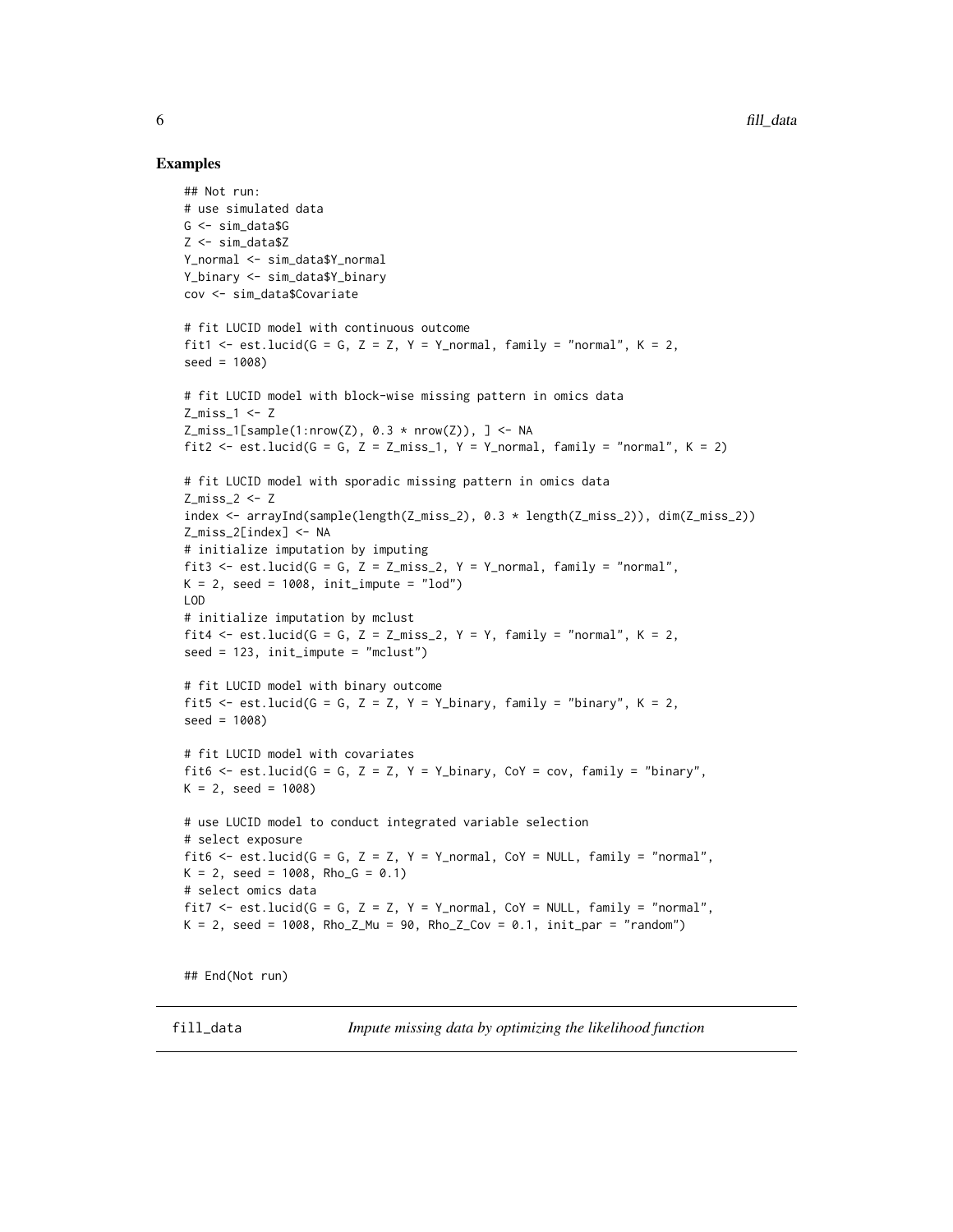### Examples

```
## Not run:
# use simulated data
G <- sim_data$G
Z <- sim_data$Z
Y_normal <- sim_data$Y_normal
Y_binary <- sim_data$Y_binary
cov <- sim_data$Covariate

# fit LUCID model with continuous outcome
fit1 <- est.lucid(G = G, Z = Z, Y = Y_normal, family = "normal", K = 2,
seed = 1008)

# fit LUCID model with block-wise missing pattern in omics data
Z_miss_1 <- Z
Z_miss_1[sample(1:nrow(Z), 0.3 * nrow(Z)), ] <- NA
fit2 <- est.lucid(G = G, Z = Z_miss_1, Y = Y_normal, family = "normal", K = 2)

# fit LUCID model with sporadic missing pattern in omics data
Z_miss_2 <- Z
index <- arrayInd(sample(length(Z_miss_2), 0.3 * length(Z_miss_2)), dim(Z_miss_2))
Z_miss_2[index] <- NA
# initialize imputation by imputing
fit3 <- est.lucid(G = G, Z = Z_miss_2, Y = Y_normal, family = "normal",
K = 2, seed = 1008, init_impute = "lod")
LOD
# initialize imputation by mclust
fit4 <- est.lucid(G = G, Z = Z_miss_2, Y = Y, family = "normal", K = 2,
seed = 123, init_impute = "mclust")

# fit LUCID model with binary outcome
fit5 <- est.lucid(G = G, Z = Z, Y = Y_binary, family = "binary", K = 2,
seed = 1008)

# fit LUCID model with covariates
fit6 <- est.lucid(G = G, Z = Z, Y = Y_binary, CoY = cov, family = "binary",
K = 2, seed = 1008)

# use LUCID model to conduct integrated variable selection
# select exposure
fit6 <- est.lucid(G = G, Z = Z, Y = Y_normal, CoY = NULL, family = "normal",
K = 2, seed = 1008, Rho_G = 0.1)
# select omics data
fit7 <- est.lucid(G = G, Z = Z, Y = Y_normal, CoY = NULL, family = "normal",
K = 2, seed = 1008, Rho_Z_Mu = 90, Rho_Z_Cov = 0.1, init_par = "random")


## End(Not run)
```

---

`fill_data` *Impute missing data by optimizing the likelihood function*

---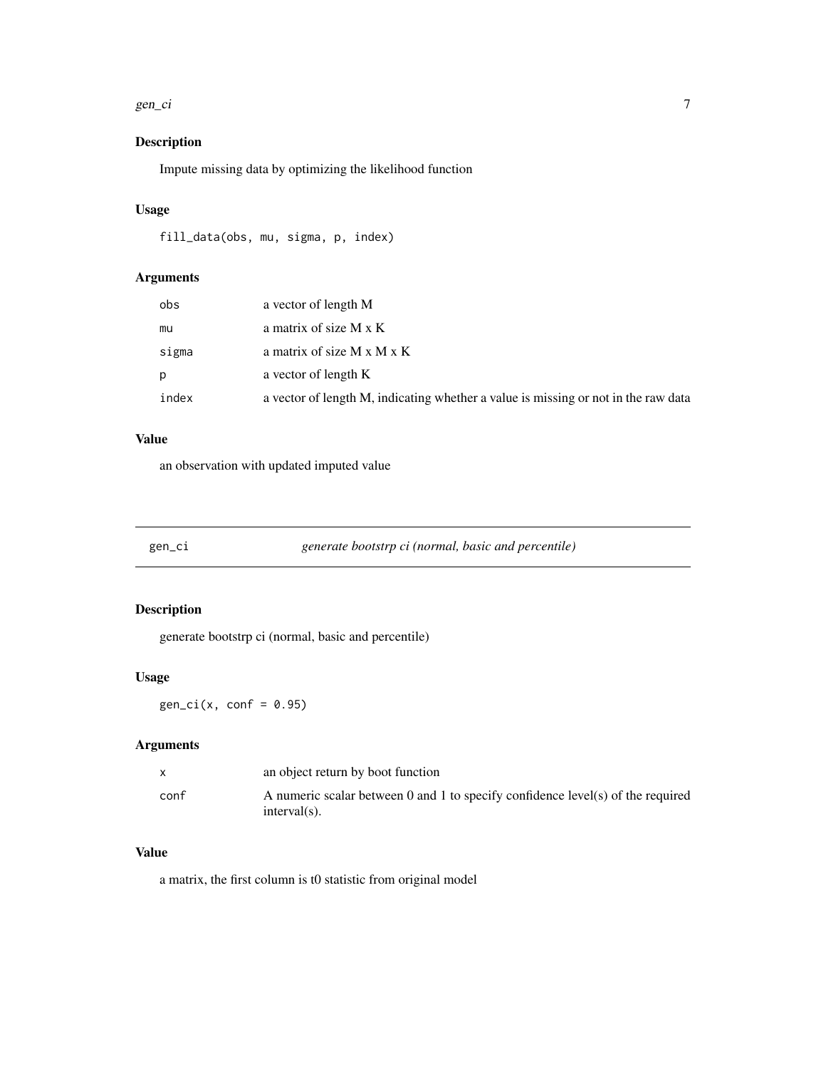### Description

Impute missing data by optimizing the likelihood function

### Usage

```
fill_data(obs, mu, sigma, p, index)
```

### Arguments

| | |
|---|---|
| obs | a vector of length M |
| mu | a matrix of size M x K |
| sigma | a matrix of size M x M x K |
| p | a vector of length K |
| index | a vector of length M, indicating whether a value is missing or not in the raw data |

### Value

an observation with updated imputed value

---

## gen_ci — *generate bootstrp ci (normal, basic and percentile)*

---

### Description

generate bootstrp ci (normal, basic and percentile)

### Usage

```
gen_ci(x, conf = 0.95)
```

### Arguments

| | |
|---|---|
| x | an object return by boot function |
| conf | A numeric scalar between 0 and 1 to specify confidence level(s) of the required interval(s). |

### Value

a matrix, the first column is t0 statistic from original model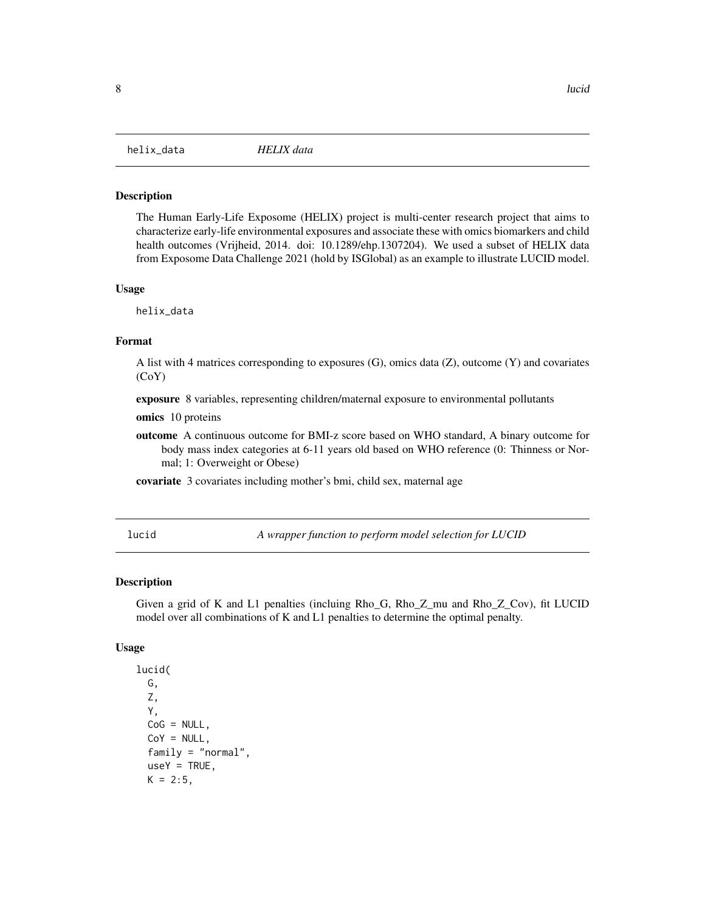## helix_data *HELIX data*

### Description

The Human Early-Life Exposome (HELIX) project is multi-center research project that aims to characterize early-life environmental exposures and associate these with omics biomarkers and child health outcomes (Vrijheid, 2014. doi: 10.1289/ehp.1307204). We used a subset of HELIX data from Exposome Data Challenge 2021 (hold by ISGlobal) as an example to illustrate LUCID model.

### Usage

```
helix_data
```

### Format

A list with 4 matrices corresponding to exposures (G), omics data (Z), outcome (Y) and covariates (CoY)

**exposure** 8 variables, representing children/maternal exposure to environmental pollutants

**omics** 10 proteins

**outcome** A continuous outcome for BMI-z score based on WHO standard, A binary outcome for body mass index categories at 6-11 years old based on WHO reference (0: Thinness or Normal; 1: Overweight or Obese)

**covariate** 3 covariates including mother's bmi, child sex, maternal age

## lucid *A wrapper function to perform model selection for LUCID*

### Description

Given a grid of K and L1 penalties (incluing Rho_G, Rho_Z_mu and Rho_Z_Cov), fit LUCID model over all combinations of K and L1 penalties to determine the optimal penalty.

### Usage

```
lucid(
  G,
  Z,
  Y,
  CoG = NULL,
  CoY = NULL,
  family = "normal",
  useY = TRUE,
  K = 2:5,
```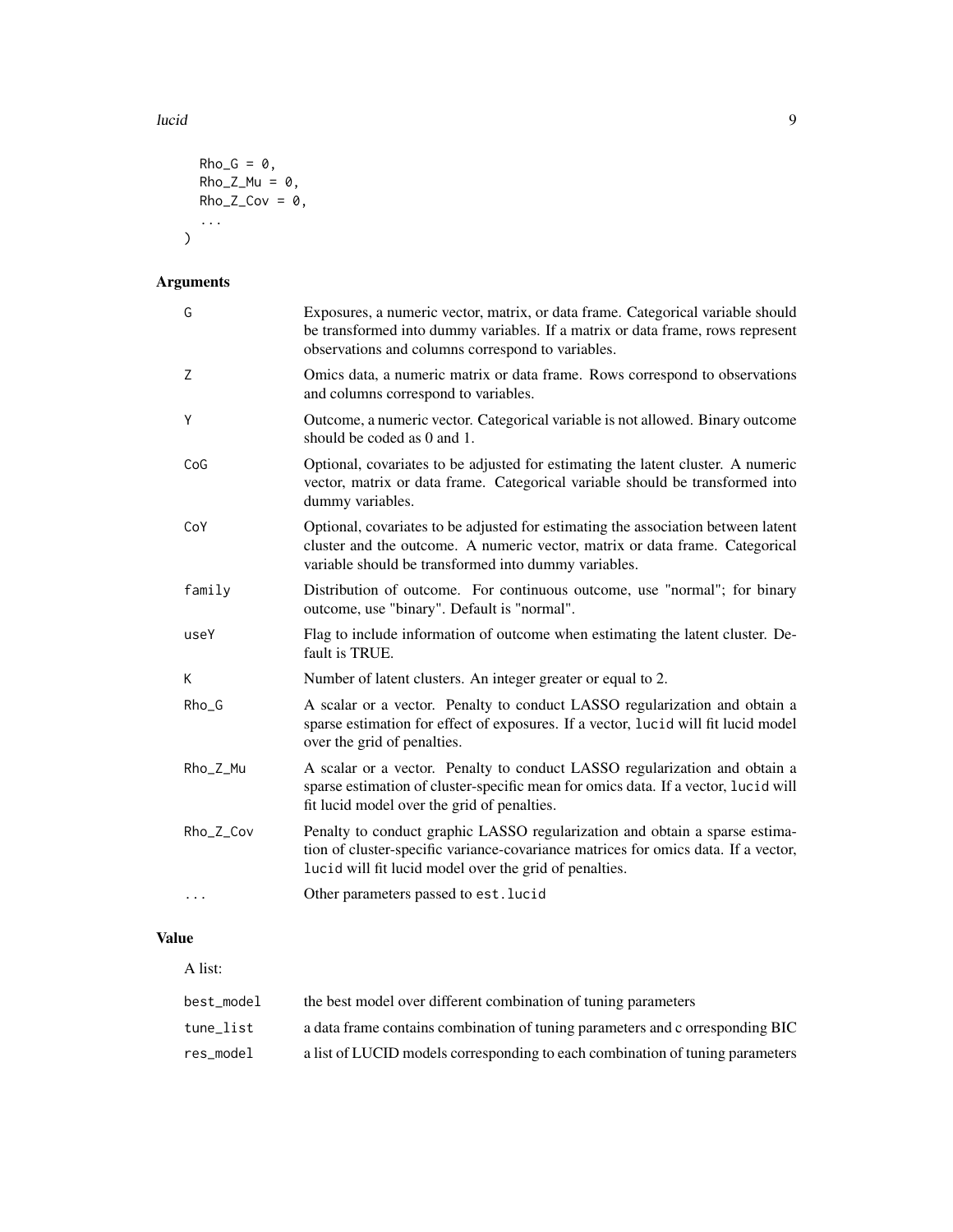```
  Rho_G = 0,
  Rho_Z_Mu = 0,
  Rho_Z_Cov = 0,
  ...
)
```

## Arguments

| | |
|---|---|
| G | Exposures, a numeric vector, matrix, or data frame. Categorical variable should be transformed into dummy variables. If a matrix or data frame, rows represent observations and columns correspond to variables. |
| Z | Omics data, a numeric matrix or data frame. Rows correspond to observations and columns correspond to variables. |
| Y | Outcome, a numeric vector. Categorical variable is not allowed. Binary outcome should be coded as 0 and 1. |
| CoG | Optional, covariates to be adjusted for estimating the latent cluster. A numeric vector, matrix or data frame. Categorical variable should be transformed into dummy variables. |
| CoY | Optional, covariates to be adjusted for estimating the association between latent cluster and the outcome. A numeric vector, matrix or data frame. Categorical variable should be transformed into dummy variables. |
| family | Distribution of outcome. For continuous outcome, use "normal"; for binary outcome, use "binary". Default is "normal". |
| useY | Flag to include information of outcome when estimating the latent cluster. Default is TRUE. |
| K | Number of latent clusters. An integer greater or equal to 2. |
| Rho_G | A scalar or a vector. Penalty to conduct LASSO regularization and obtain a sparse estimation for effect of exposures. If a vector, `lucid` will fit lucid model over the grid of penalties. |
| Rho_Z_Mu | A scalar or a vector. Penalty to conduct LASSO regularization and obtain a sparse estimation of cluster-specific mean for omics data. If a vector, `lucid` will fit lucid model over the grid of penalties. |
| Rho_Z_Cov | Penalty to conduct graphic LASSO regularization and obtain a sparse estimation of cluster-specific variance-covariance matrices for omics data. If a vector, `lucid` will fit lucid model over the grid of penalties. |
| ... | Other parameters passed to `est.lucid` |

## Value

A list:

| | |
|---|---|
| best_model | the best model over different combination of tuning parameters |
| tune_list | a data frame contains combination of tuning parameters and c orresponding BIC |
| res_model | a list of LUCID models corresponding to each combination of tuning parameters |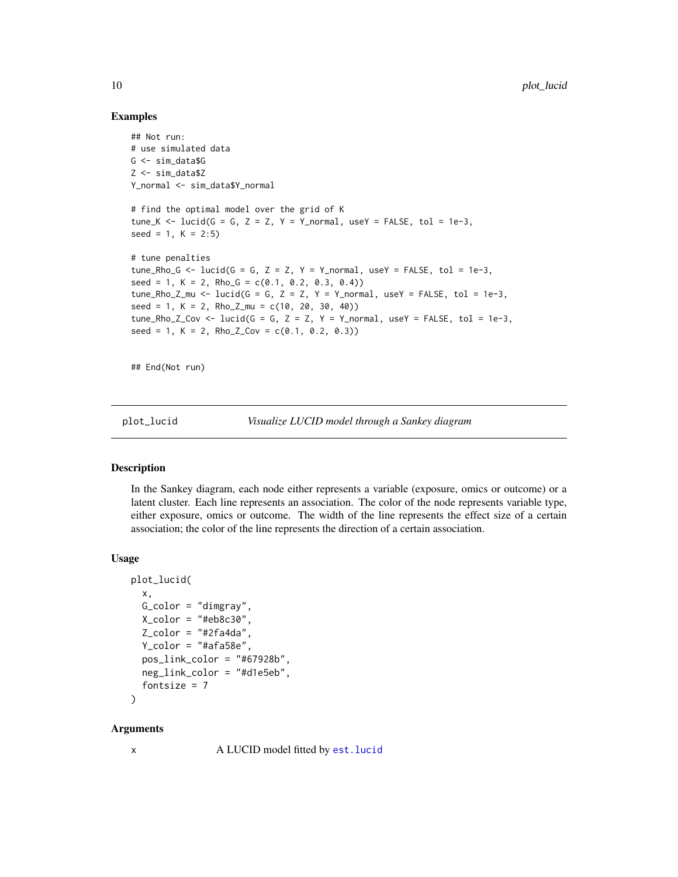### Examples

```
## Not run:
# use simulated data
G <- sim_data$G
Z <- sim_data$Z
Y_normal <- sim_data$Y_normal

# find the optimal model over the grid of K
tune_K <- lucid(G = G, Z = Z, Y = Y_normal, useY = FALSE, tol = 1e-3,
seed = 1, K = 2:5)

# tune penalties
tune_Rho_G <- lucid(G = G, Z = Z, Y = Y_normal, useY = FALSE, tol = 1e-3,
seed = 1, K = 2, Rho_G = c(0.1, 0.2, 0.3, 0.4))
tune_Rho_Z_mu <- lucid(G = G, Z = Z, Y = Y_normal, useY = FALSE, tol = 1e-3,
seed = 1, K = 2, Rho_Z_mu = c(10, 20, 30, 40))
tune_Rho_Z_Cov <- lucid(G = G, Z = Z, Y = Y_normal, useY = FALSE, tol = 1e-3,
seed = 1, K = 2, Rho_Z_Cov = c(0.1, 0.2, 0.3))


## End(Not run)
```

---

## plot_lucid — *Visualize LUCID model through a Sankey diagram*

### Description

In the Sankey diagram, each node either represents a variable (exposure, omics or outcome) or a latent cluster. Each line represents an association. The color of the node represents variable type, either exposure, omics or outcome. The width of the line represents the effect size of a certain association; the color of the line represents the direction of a certain association.

### Usage

```
plot_lucid(
  x,
  G_color = "dimgray",
  X_color = "#eb8c30",
  Z_color = "#2fa4da",
  Y_color = "#afa58e",
  pos_link_color = "#67928b",
  neg_link_color = "#d1e5eb",
  fontsize = 7
)
```

### Arguments

| | |
|---|---|
| x | A LUCID model fitted by `est.lucid` |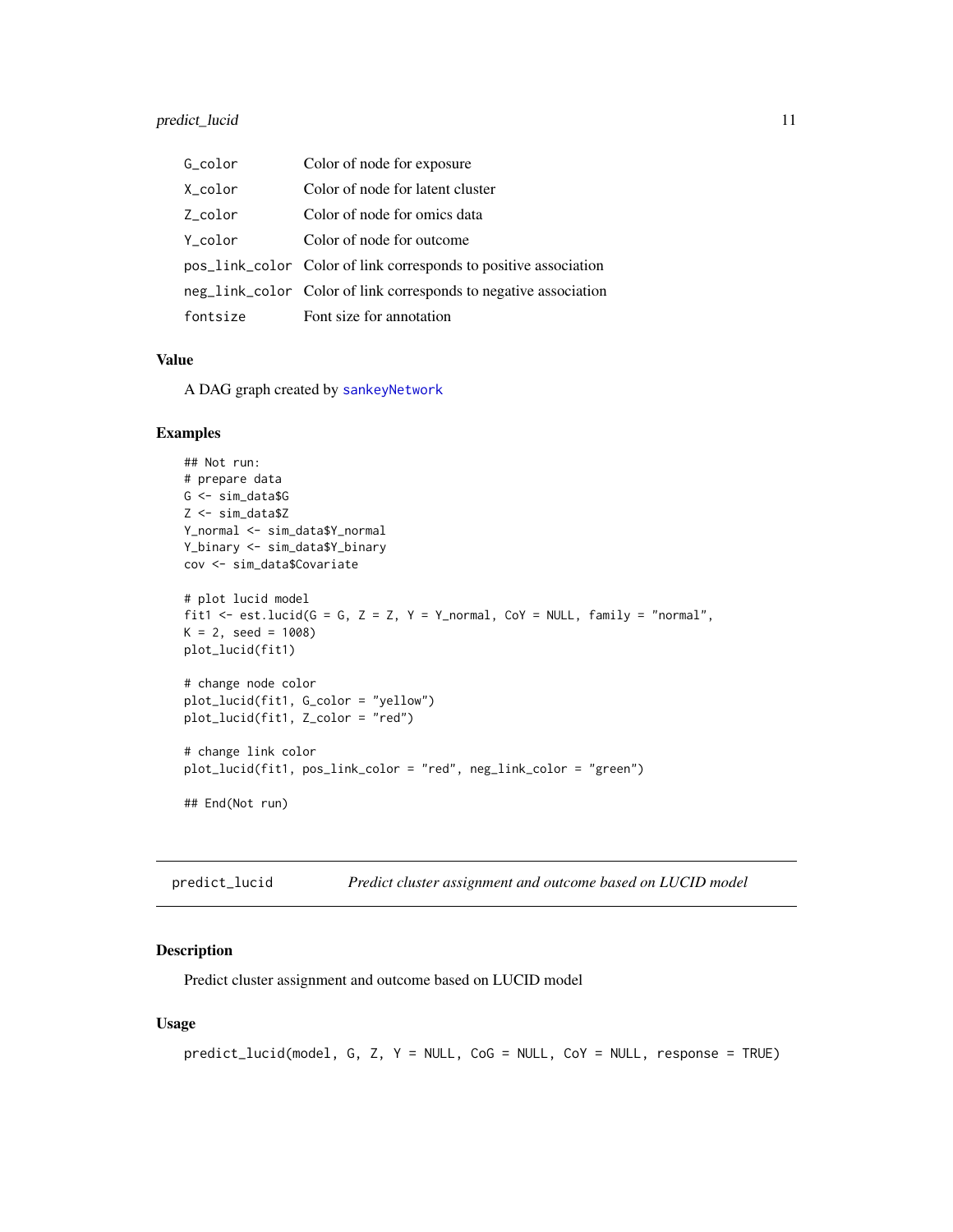| | |
|---|---|
| G_color | Color of node for exposure |
| X_color | Color of node for latent cluster |
| Z_color | Color of node for omics data |
| Y_color | Color of node for outcome |
| pos_link_color | Color of link corresponds to positive association |
| neg_link_color | Color of link corresponds to negative association |
| fontsize | Font size for annotation |

## Value

A DAG graph created by sankeyNetwork

## Examples

```
## Not run:
# prepare data
G <- sim_data$G
Z <- sim_data$Z
Y_normal <- sim_data$Y_normal
Y_binary <- sim_data$Y_binary
cov <- sim_data$Covariate

# plot lucid model
fit1 <- est.lucid(G = G, Z = Z, Y = Y_normal, CoY = NULL, family = "normal",
K = 2, seed = 1008)
plot_lucid(fit1)

# change node color
plot_lucid(fit1, G_color = "yellow")
plot_lucid(fit1, Z_color = "red")

# change link color
plot_lucid(fit1, pos_link_color = "red", neg_link_color = "green")

## End(Not run)
```

---

# predict_lucid — *Predict cluster assignment and outcome based on LUCID model*

## Description

Predict cluster assignment and outcome based on LUCID model

## Usage

```
predict_lucid(model, G, Z, Y = NULL, CoG = NULL, CoY = NULL, response = TRUE)
```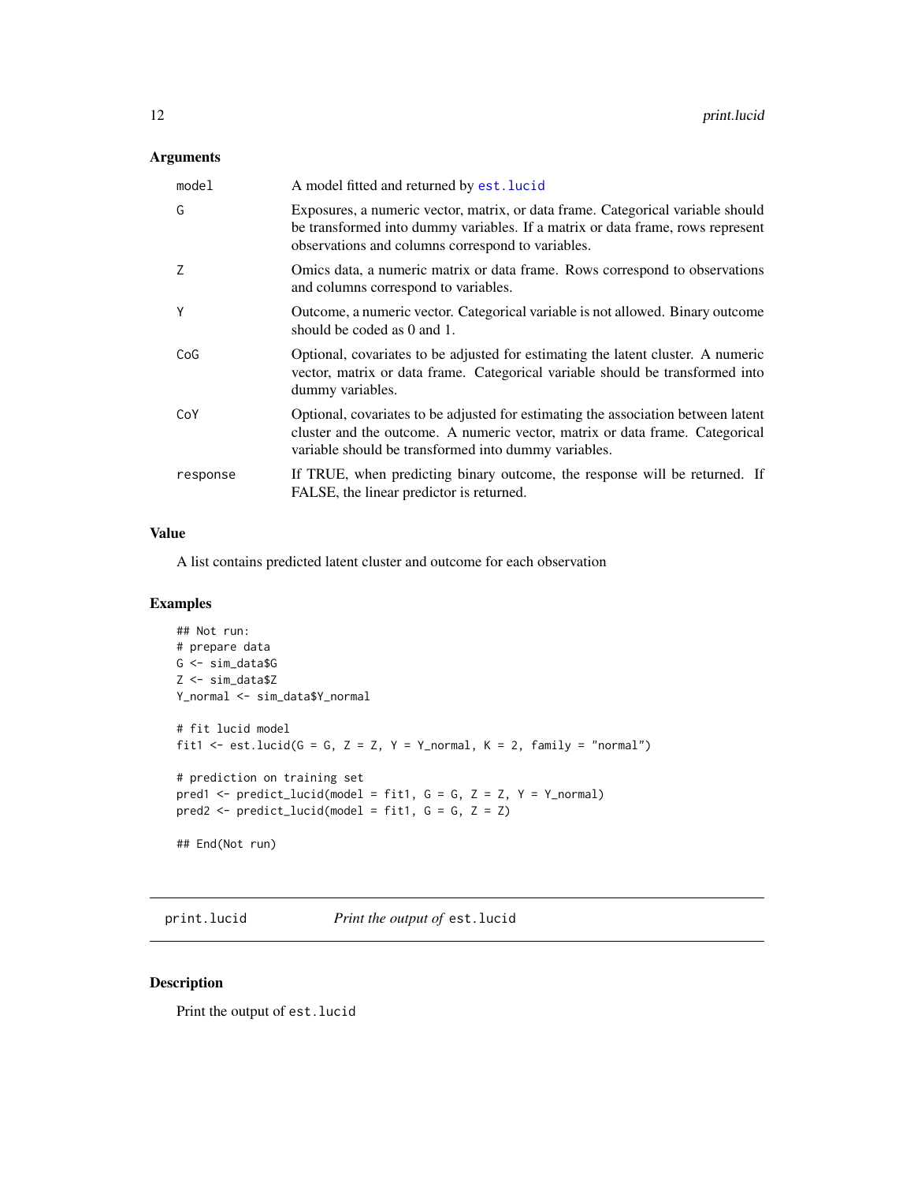## Arguments

| | |
|---|---|
| model | A model fitted and returned by est.lucid |
| G | Exposures, a numeric vector, matrix, or data frame. Categorical variable should be transformed into dummy variables. If a matrix or data frame, rows represent observations and columns correspond to variables. |
| Z | Omics data, a numeric matrix or data frame. Rows correspond to observations and columns correspond to variables. |
| Y | Outcome, a numeric vector. Categorical variable is not allowed. Binary outcome should be coded as 0 and 1. |
| CoG | Optional, covariates to be adjusted for estimating the latent cluster. A numeric vector, matrix or data frame. Categorical variable should be transformed into dummy variables. |
| CoY | Optional, covariates to be adjusted for estimating the association between latent cluster and the outcome. A numeric vector, matrix or data frame. Categorical variable should be transformed into dummy variables. |
| response | If TRUE, when predicting binary outcome, the response will be returned. If FALSE, the linear predictor is returned. |

## Value

A list contains predicted latent cluster and outcome for each observation

## Examples

```
## Not run:
# prepare data
G <- sim_data$G
Z <- sim_data$Z
Y_normal <- sim_data$Y_normal

# fit lucid model
fit1 <- est.lucid(G = G, Z = Z, Y = Y_normal, K = 2, family = "normal")

# prediction on training set
pred1 <- predict_lucid(model = fit1, G = G, Z = Z, Y = Y_normal)
pred2 <- predict_lucid(model = fit1, G = G, Z = Z)

## End(Not run)
```

# print.lucid    *Print the output of* est.lucid

## Description

Print the output of est.lucid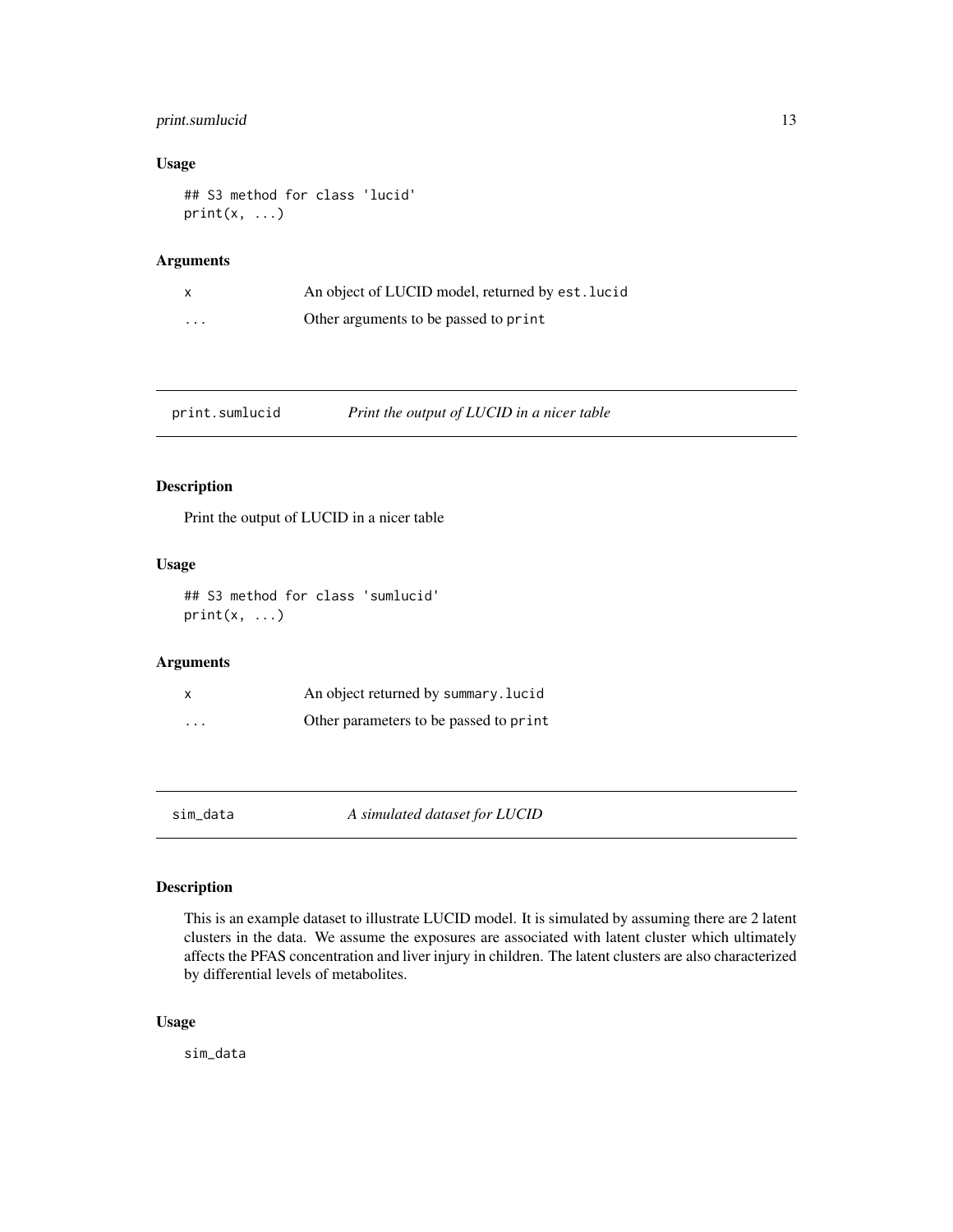### Usage

```
## S3 method for class 'lucid'
print(x, ...)
```

### Arguments

| | |
|---|---|
| x | An object of LUCID model, returned by `est.lucid` |
| ... | Other arguments to be passed to `print` |

---

## print.sumlucid — *Print the output of LUCID in a nicer table*

### Description

Print the output of LUCID in a nicer table

### Usage

```
## S3 method for class 'sumlucid'
print(x, ...)
```

### Arguments

| | |
|---|---|
| x | An object returned by `summary.lucid` |
| ... | Other parameters to be passed to `print` |

---

## sim_data — *A simulated dataset for LUCID*

### Description

This is an example dataset to illustrate LUCID model. It is simulated by assuming there are 2 latent clusters in the data. We assume the exposures are associated with latent cluster which ultimately affects the PFAS concentration and liver injury in children. The latent clusters are also characterized by differential levels of metabolites.

### Usage

```
sim_data
```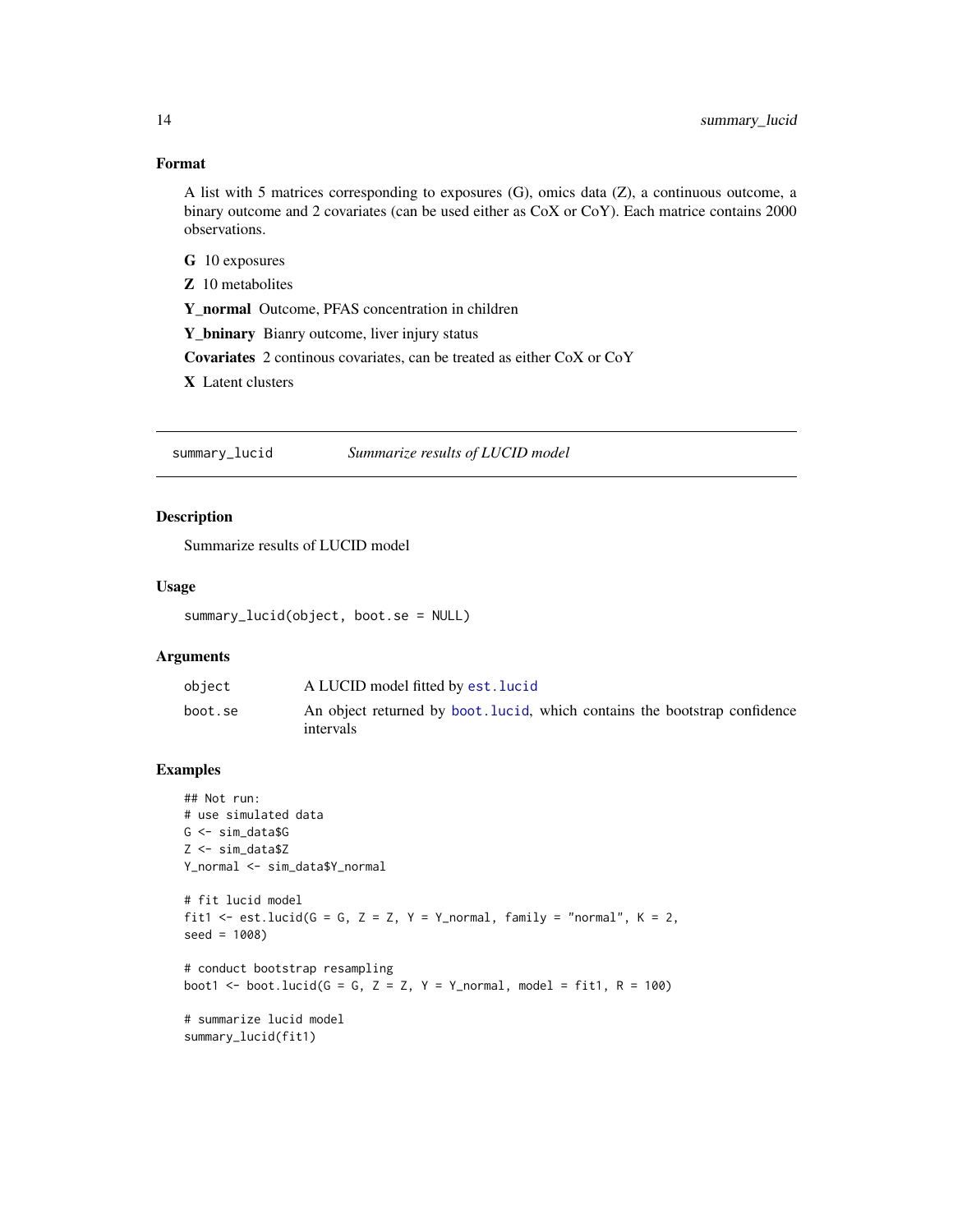### Format

A list with 5 matrices corresponding to exposures (G), omics data (Z), a continuous outcome, a binary outcome and 2 covariates (can be used either as CoX or CoY). Each matrice contains 2000 observations.

**G** 10 exposures

**Z** 10 metabolites

**Y_normal** Outcome, PFAS concentration in children

**Y_bninary** Bianry outcome, liver injury status

**Covariates** 2 continous covariates, can be treated as either CoX or CoY

**X** Latent clusters

---

## summary_lucid — *Summarize results of LUCID model*

### Description

Summarize results of LUCID model

### Usage

```
summary_lucid(object, boot.se = NULL)
```

### Arguments

| | |
|---|---|
| object | A LUCID model fitted by est.lucid |
| boot.se | An object returned by boot.lucid, which contains the bootstrap confidence intervals |

### Examples

```
## Not run:
# use simulated data
G <- sim_data$G
Z <- sim_data$Z
Y_normal <- sim_data$Y_normal

# fit lucid model
fit1 <- est.lucid(G = G, Z = Z, Y = Y_normal, family = "normal", K = 2,
seed = 1008)

# conduct bootstrap resampling
boot1 <- boot.lucid(G = G, Z = Z, Y = Y_normal, model = fit1, R = 100)

# summarize lucid model
summary_lucid(fit1)
```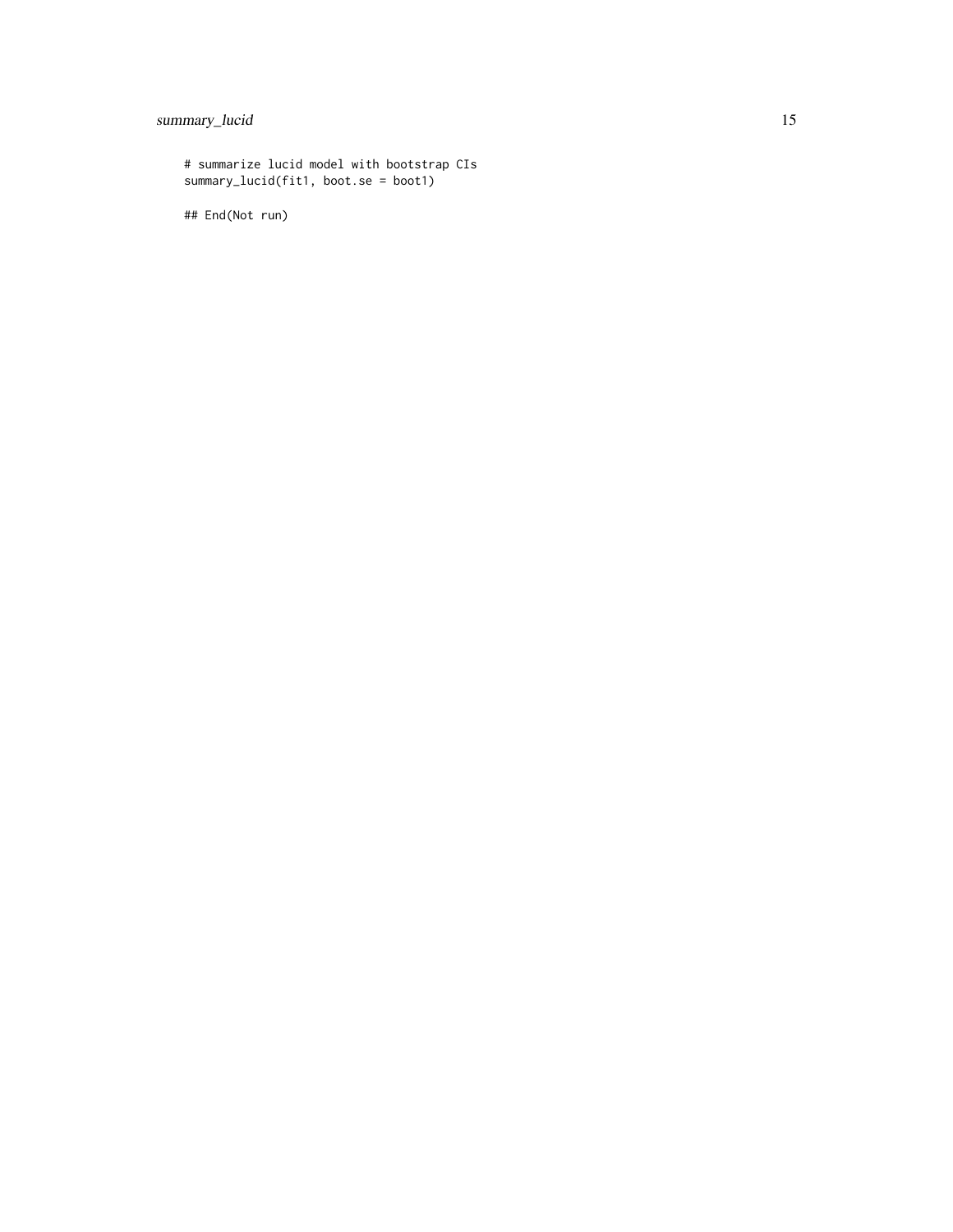```
# summarize lucid model with bootstrap CIs
summary_lucid(fit1, boot.se = boot1)

## End(Not run)
```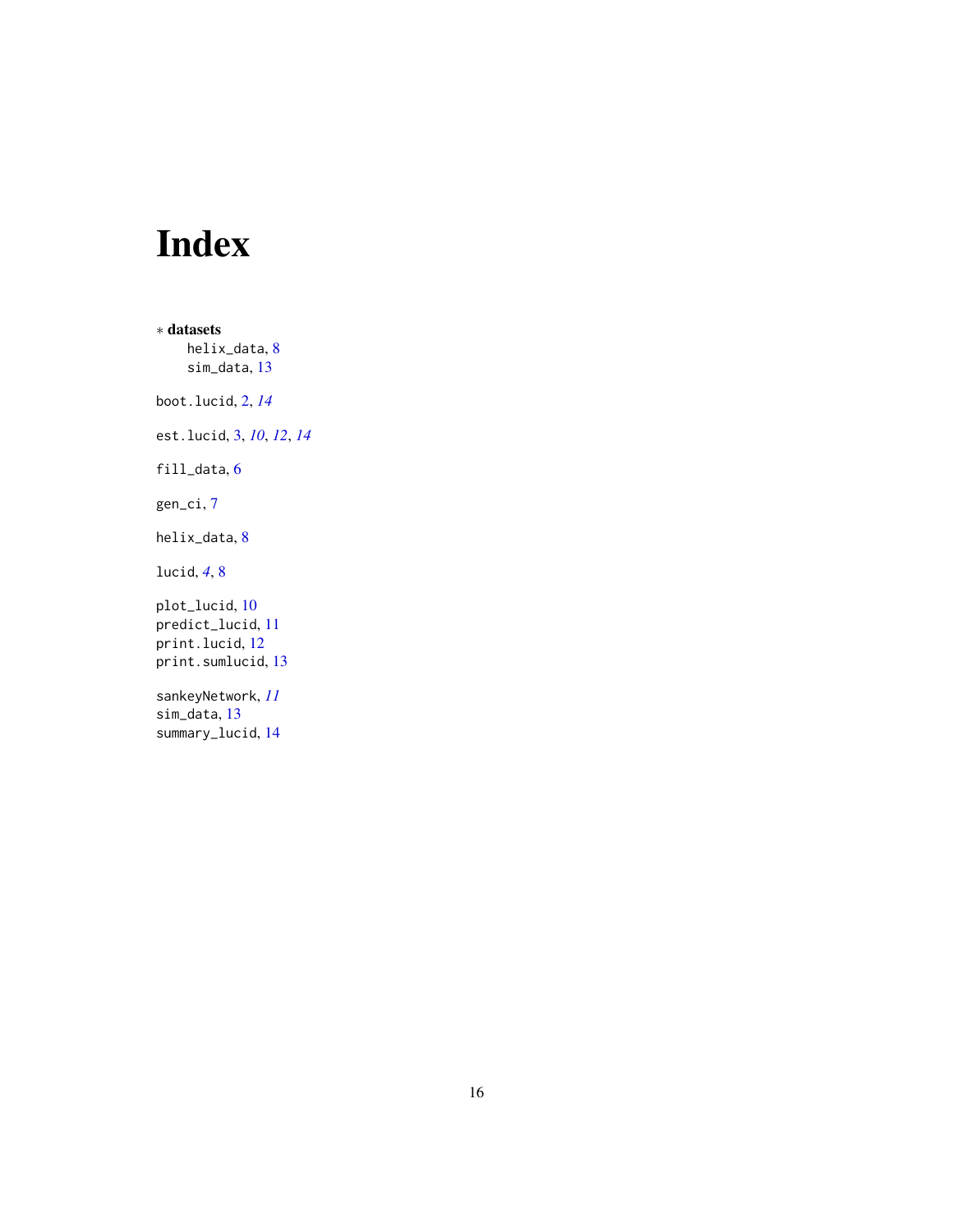# Index

∗ **datasets**
  helix_data, 8
  sim_data, 13

boot.lucid, 2, *14*

est.lucid, 3, *10*, *12*, *14*

fill_data, 6

gen_ci, 7

helix_data, 8

lucid, *4*, 8

plot_lucid, 10
predict_lucid, 11
print.lucid, 12
print.sumlucid, 13

sankeyNetwork, *11*
sim_data, 13
summary_lucid, 14